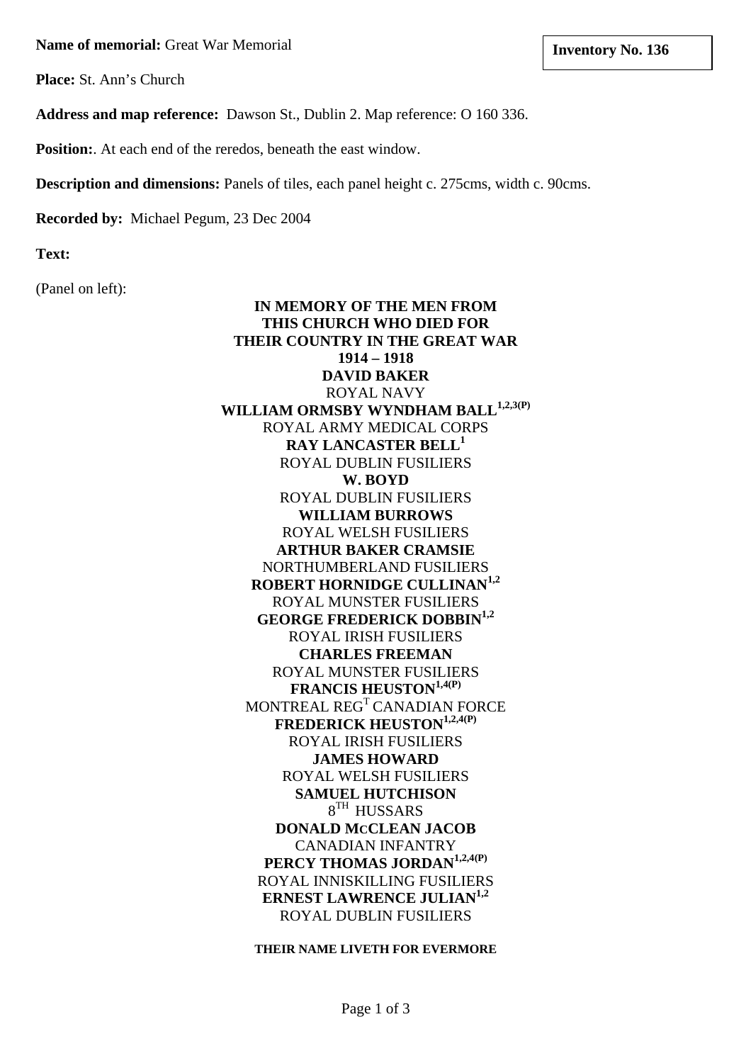**Name of memorial:** Great War Memorial

**Inventory No. 136**

**Place:** St. Ann's Church

**Address and map reference:** Dawson St., Dublin 2. Map reference: O 160 336.

**Position:**. At each end of the reredos, beneath the east window.

**Description and dimensions:** Panels of tiles, each panel height c. 275cms, width c. 90cms.

**Recorded by:** Michael Pegum, 23 Dec 2004

**Text:**

(Panel on left):

**IN MEMORY OF THE MEN FROM**
**THIS CHURCH WHO DIED FOR**
**THEIR COUNTRY IN THE GREAT WAR**
**1914 – 1918**
**DAVID BAKER**
ROYAL NAVY
**WILLIAM ORMSBY WYNDHAM BALL**[1,2,3(P)]
ROYAL ARMY MEDICAL CORPS
**RAY LANCASTER BELL**[1]
ROYAL DUBLIN FUSILIERS
**W. BOYD**
ROYAL DUBLIN FUSILIERS
**WILLIAM BURROWS**
ROYAL WELSH FUSILIERS
**ARTHUR BAKER CRAMSIE**
NORTHUMBERLAND FUSILIERS
**ROBERT HORNIDGE CULLINAN**[1,2]
ROYAL MUNSTER FUSILIERS
**GEORGE FREDERICK DOBBIN**[1,2]
ROYAL IRISH FUSILIERS
**CHARLES FREEMAN**
ROYAL MUNSTER FUSILIERS
**FRANCIS HEUSTON**[1,4(P)]
MONTREAL REG^T CANADIAN FORCE
**FREDERICK HEUSTON**[1,2,4(P)]
ROYAL IRISH FUSILIERS
**JAMES HOWARD**
ROYAL WELSH FUSILIERS
**SAMUEL HUTCHISON**
8^TH HUSSARS
**DONALD McCLEAN JACOB**
CANADIAN INFANTRY
**PERCY THOMAS JORDAN**[1,2,4(P)]
ROYAL INNISKILLING FUSILIERS
**ERNEST LAWRENCE JULIAN**[1,2]
ROYAL DUBLIN FUSILIERS

**THEIR NAME LIVETH FOR EVERMORE**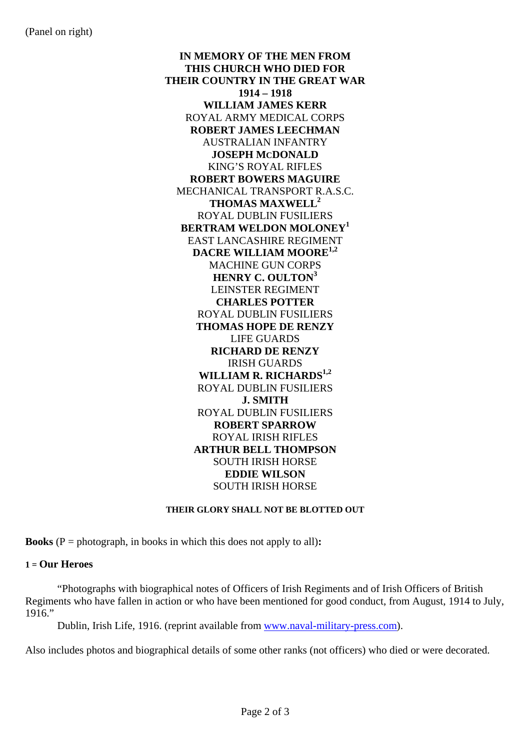(Panel on right)

**IN MEMORY OF THE MEN FROM THIS CHURCH WHO DIED FOR THEIR COUNTRY IN THE GREAT WAR 1914 – 1918**

**WILLIAM JAMES KERR**
ROYAL ARMY MEDICAL CORPS

**ROBERT JAMES LEECHMAN**
AUSTRALIAN INFANTRY

**JOSEPH McDONALD**
KING'S ROYAL RIFLES

**ROBERT BOWERS MAGUIRE**
MECHANICAL TRANSPORT R.A.S.C.

**THOMAS MAXWELL**[2]
ROYAL DUBLIN FUSILIERS

**BERTRAM WELDON MOLONEY**[1]
EAST LANCASHIRE REGIMENT

**DACRE WILLIAM MOORE**[1,2]
MACHINE GUN CORPS

**HENRY C. OULTON**[3]
LEINSTER REGIMENT

**CHARLES POTTER**
ROYAL DUBLIN FUSILIERS

**THOMAS HOPE DE RENZY**
LIFE GUARDS

**RICHARD DE RENZY**
IRISH GUARDS

**WILLIAM R. RICHARDS**[1,2]
ROYAL DUBLIN FUSILIERS

**J. SMITH**
ROYAL DUBLIN FUSILIERS

**ROBERT SPARROW**
ROYAL IRISH RIFLES

**ARTHUR BELL THOMPSON**
SOUTH IRISH HORSE

**EDDIE WILSON**
SOUTH IRISH HORSE

**THEIR GLORY SHALL NOT BE BLOTTED OUT**

**Books** (P = photograph, in books in which this does not apply to all)**:**

1 = **Our Heroes**

"Photographs with biographical notes of Officers of Irish Regiments and of Irish Officers of British Regiments who have fallen in action or who have been mentioned for good conduct, from August, 1914 to July, 1916."

Dublin, Irish Life, 1916. (reprint available from www.naval-military-press.com).

Also includes photos and biographical details of some other ranks (not officers) who died or were decorated.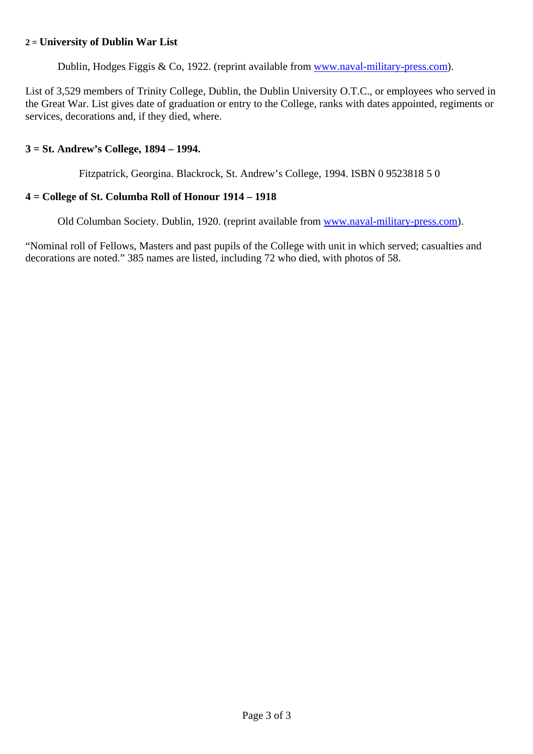**2 = University of Dublin War List**

Dublin, Hodges Figgis & Co, 1922. (reprint available from www.naval-military-press.com).

List of 3,529 members of Trinity College, Dublin, the Dublin University O.T.C., or employees who served in the Great War. List gives date of graduation or entry to the College, ranks with dates appointed, regiments or services, decorations and, if they died, where.

**3 = St. Andrew's College, 1894 – 1994.**

Fitzpatrick, Georgina. Blackrock, St. Andrew's College, 1994. ISBN 0 9523818 5 0

**4 = College of St. Columba Roll of Honour 1914 – 1918**

Old Columban Society. Dublin, 1920. (reprint available from www.naval-military-press.com).

"Nominal roll of Fellows, Masters and past pupils of the College with unit in which served; casualties and decorations are noted." 385 names are listed, including 72 who died, with photos of 58.